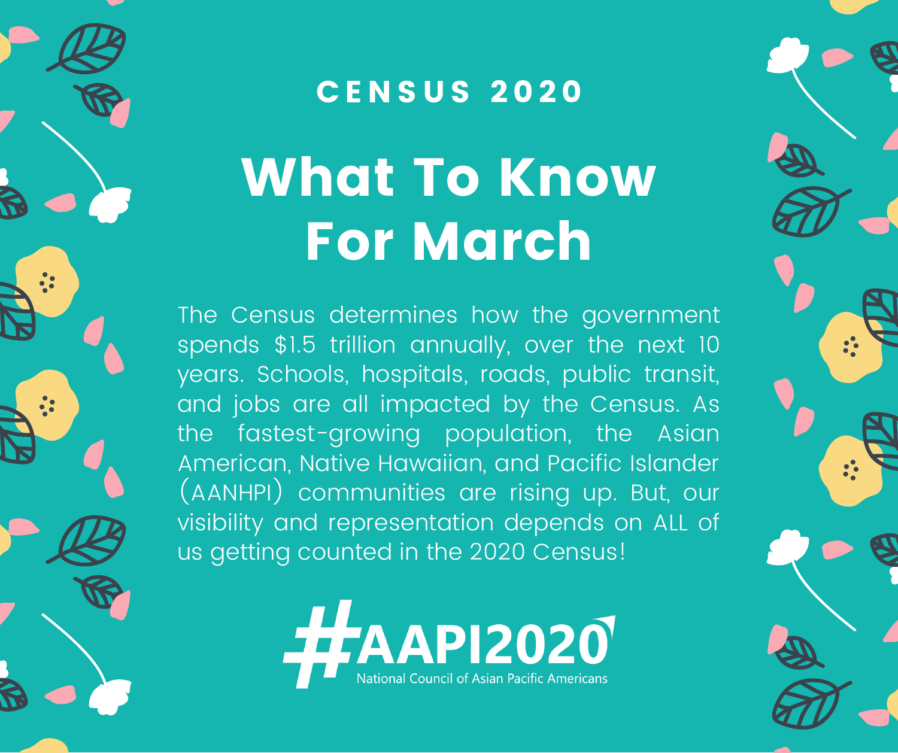## CENSUS 2020

# What To Know For March

The Census determines how the government spends $1.5 trillion annually, over the next 10 years. Schools, hospitals, roads, public transit, and jobs are all impacted by the Census. As the fastest-growing population, the Asian American, Native Hawaiian, and Pacific Islander (AANHPI) communities are rising up. But, our visibility and representation depends on ALL of us getting counted in the 2020 Census!

#AAPI2020

National Council of Asian Pacific Americans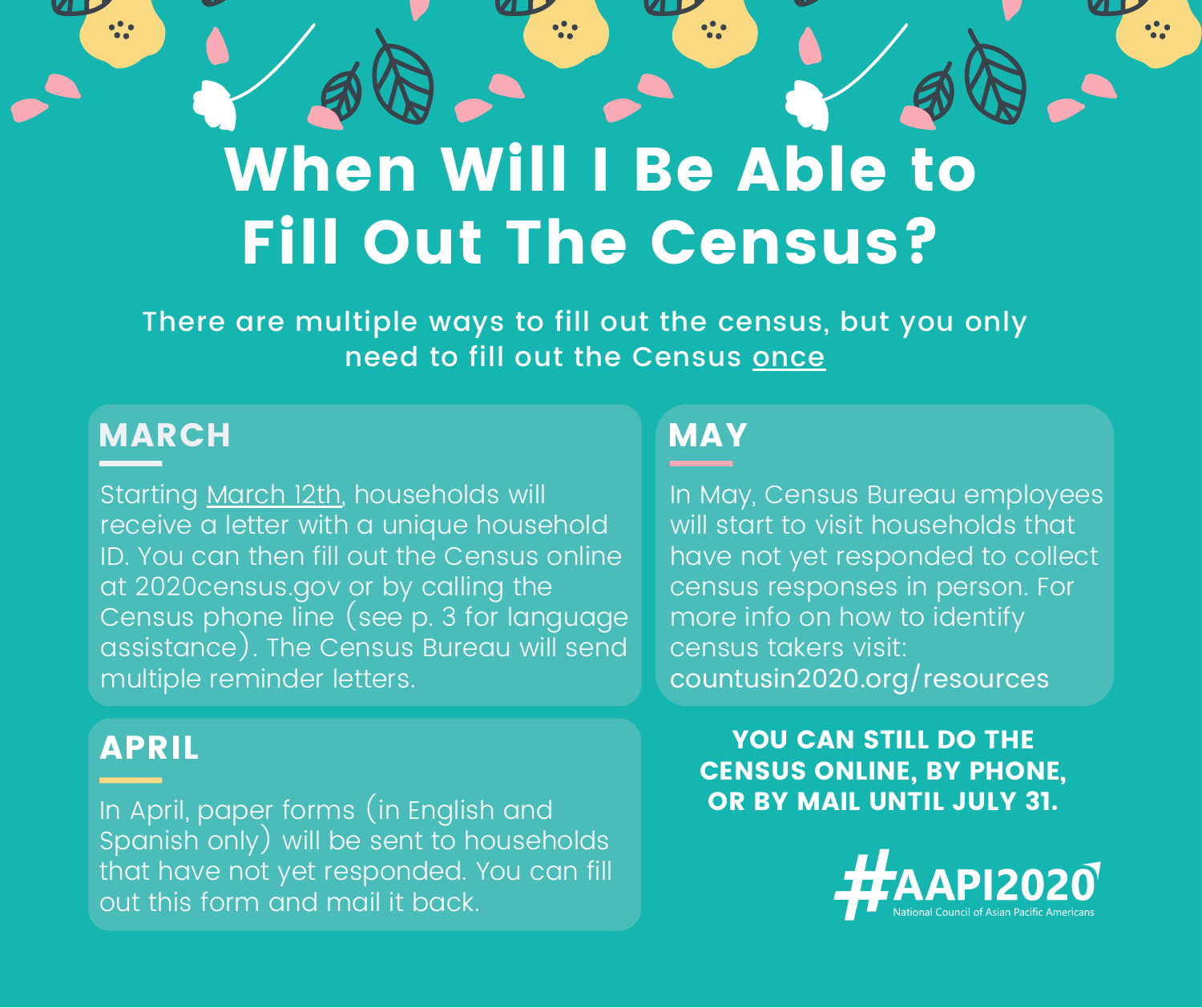# When Will I Be Able to Fill Out The Census?

There are multiple ways to fill out the census, but you only need to fill out the Census once

## MARCH

Starting March 12th, households will receive a letter with a unique household ID. You can then fill out the Census online at 2020census.gov or by calling the Census phone line (see p. 3 for language assistance). The Census Bureau will send multiple reminder letters.

## APRIL

In April, paper forms (in English and Spanish only) will be sent to households that have not yet responded. You can fill out this form and mail it back.

## MAY

In May, Census Bureau employees will start to visit households that have not yet responded to collect census responses in person. For more info on how to identify census takers visit: countusin2020.org/resources

**YOU CAN STILL DO THE CENSUS ONLINE, BY PHONE, OR BY MAIL UNTIL JULY 31.**

#AAPI2020

National Council of Asian Pacific Americans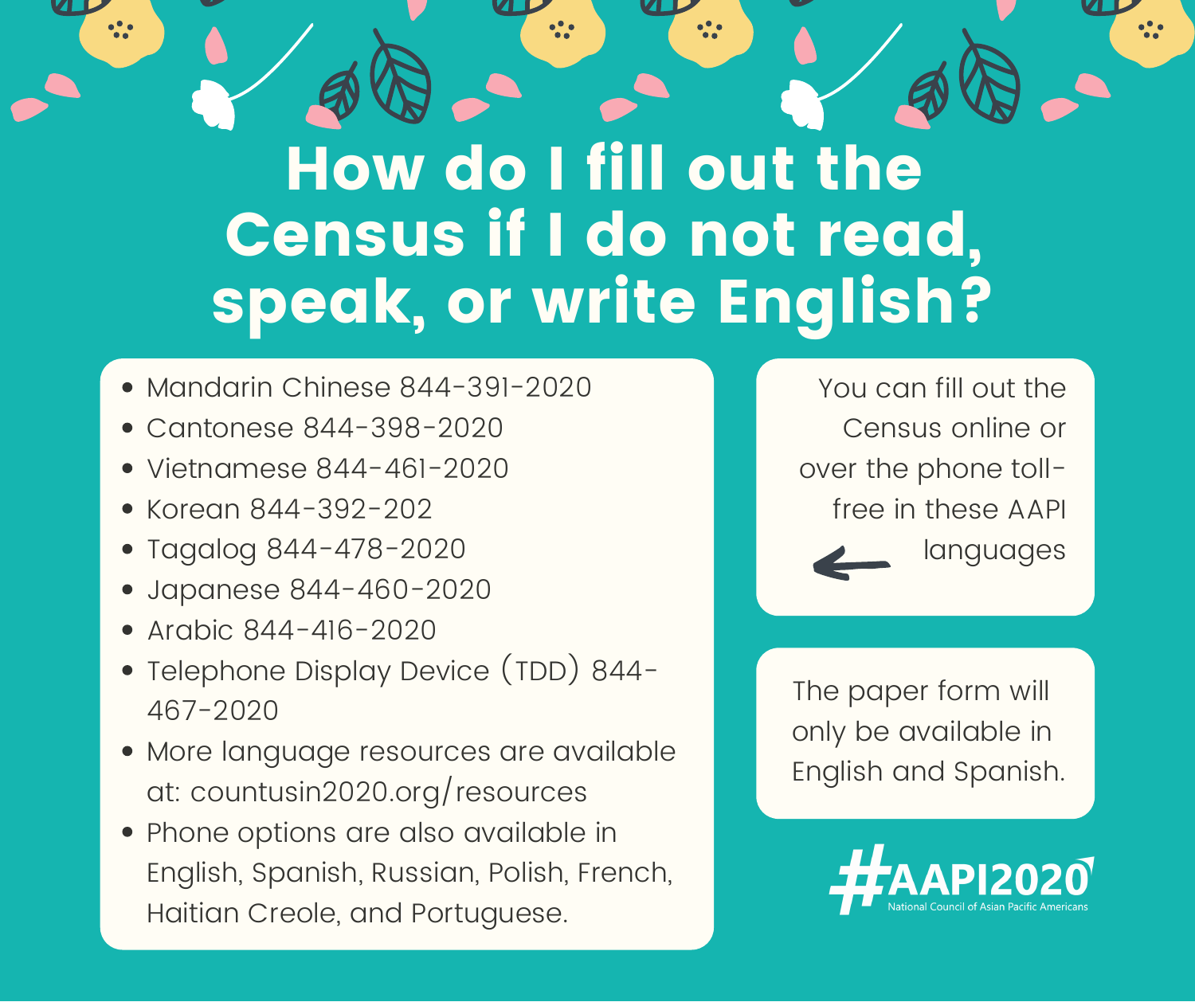# How do I fill out the Census if I do not read, speak, or write English?

- Mandarin Chinese 844-391-2020
- Cantonese 844-398-2020
- Vietnamese 844-461-2020
- Korean 844-392-202
- Tagalog 844-478-2020
- Japanese 844-460-2020
- Arabic 844-416-2020
- Telephone Display Device (TDD) 844-467-2020
- More language resources are available at: countusin2020.org/resources
- Phone options are also available in English, Spanish, Russian, Polish, French, Haitian Creole, and Portuguese.

You can fill out the Census online or over the phone toll-free in these AAPI languages ←

The paper form will only be available in English and Spanish.

#AAPI2020

National Council of Asian Pacific Americans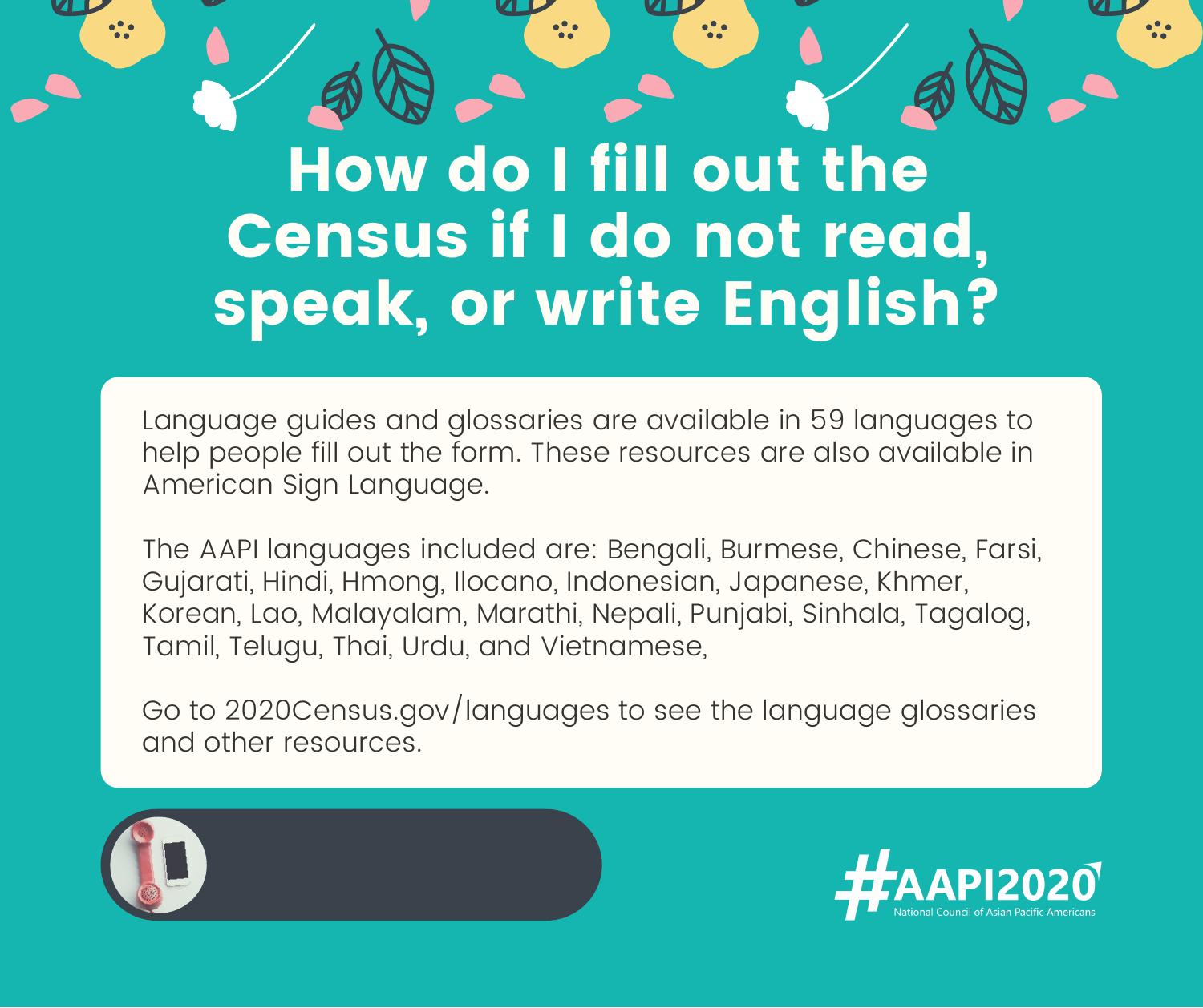# How do I fill out the Census if I do not read, speak, or write English?

Language guides and glossaries are available in 59 languages to help people fill out the form. These resources are also available in American Sign Language.

The AAPI languages included are: Bengali, Burmese, Chinese, Farsi, Gujarati, Hindi, Hmong, Ilocano, Indonesian, Japanese, Khmer, Korean, Lao, Malayalam, Marathi, Nepali, Punjabi, Sinhala, Tagalog, Tamil, Telugu, Thai, Urdu, and Vietnamese,

Go to 2020Census.gov/languages to see the language glossaries and other resources.

#AAPI2020

National Council of Asian Pacific Americans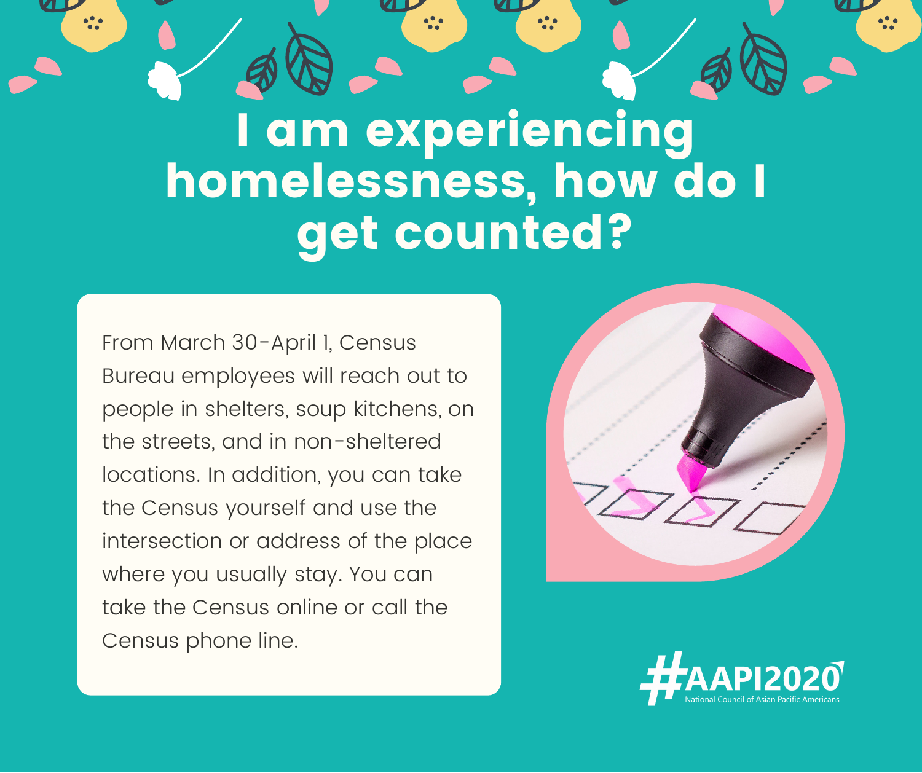# I am experiencing homelessness, how do I get counted?

From March 30-April 1, Census Bureau employees will reach out to people in shelters, soup kitchens, on the streets, and in non-sheltered locations. In addition, you can take the Census yourself and use the intersection or address of the place where you usually stay. You can take the Census online or call the Census phone line.

#AAPI2020
National Council of Asian Pacific Americans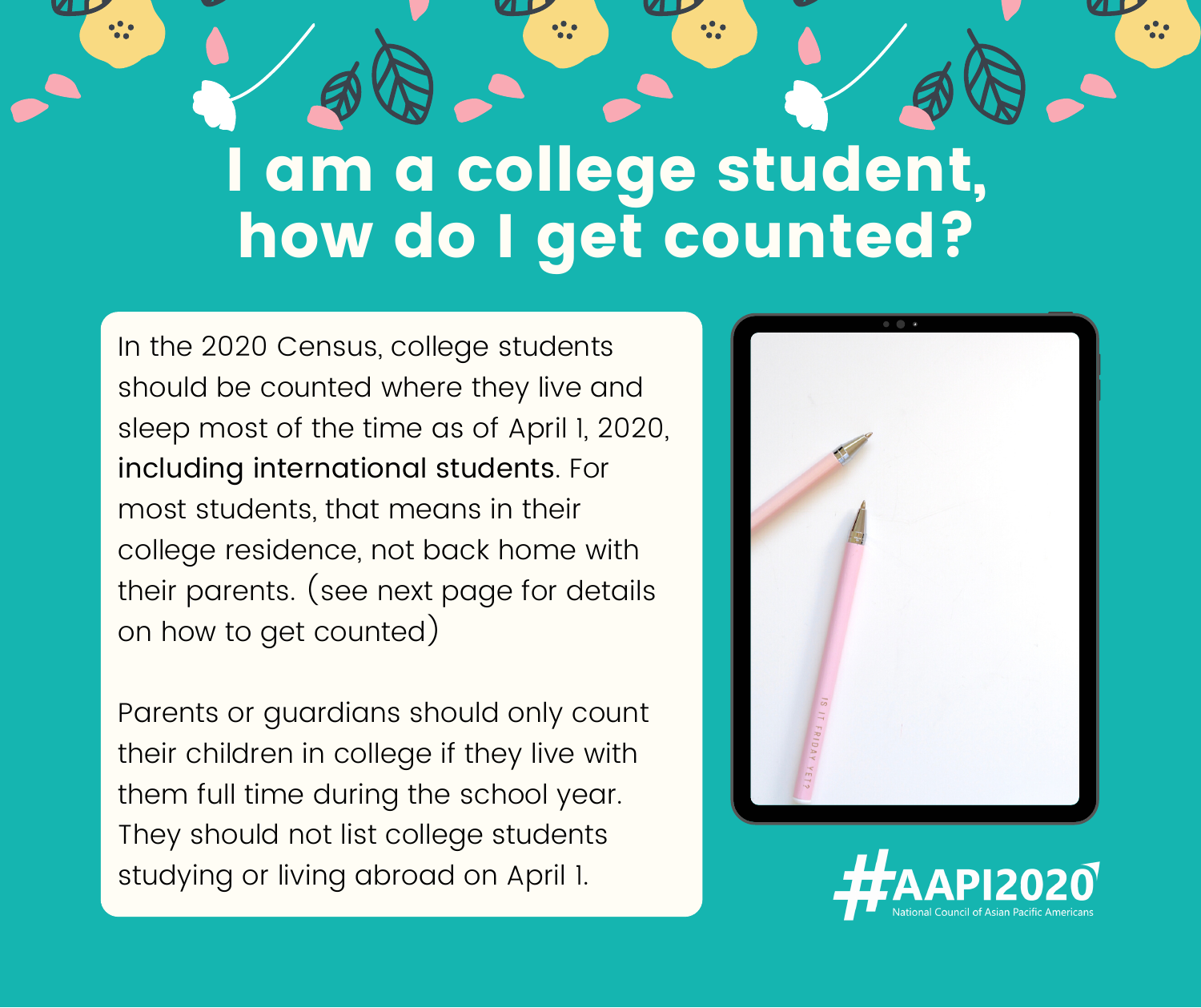# I am a college student, how do I get counted?

In the 2020 Census, college students should be counted where they live and sleep most of the time as of April 1, 2020, **including international students**. For most students, that means in their college residence, not back home with their parents. (see next page for details on how to get counted)

Parents or guardians should only count their children in college if they live with them full time during the school year. They should not list college students studying or living abroad on April 1.

#AAPI2020

National Council of Asian Pacific Americans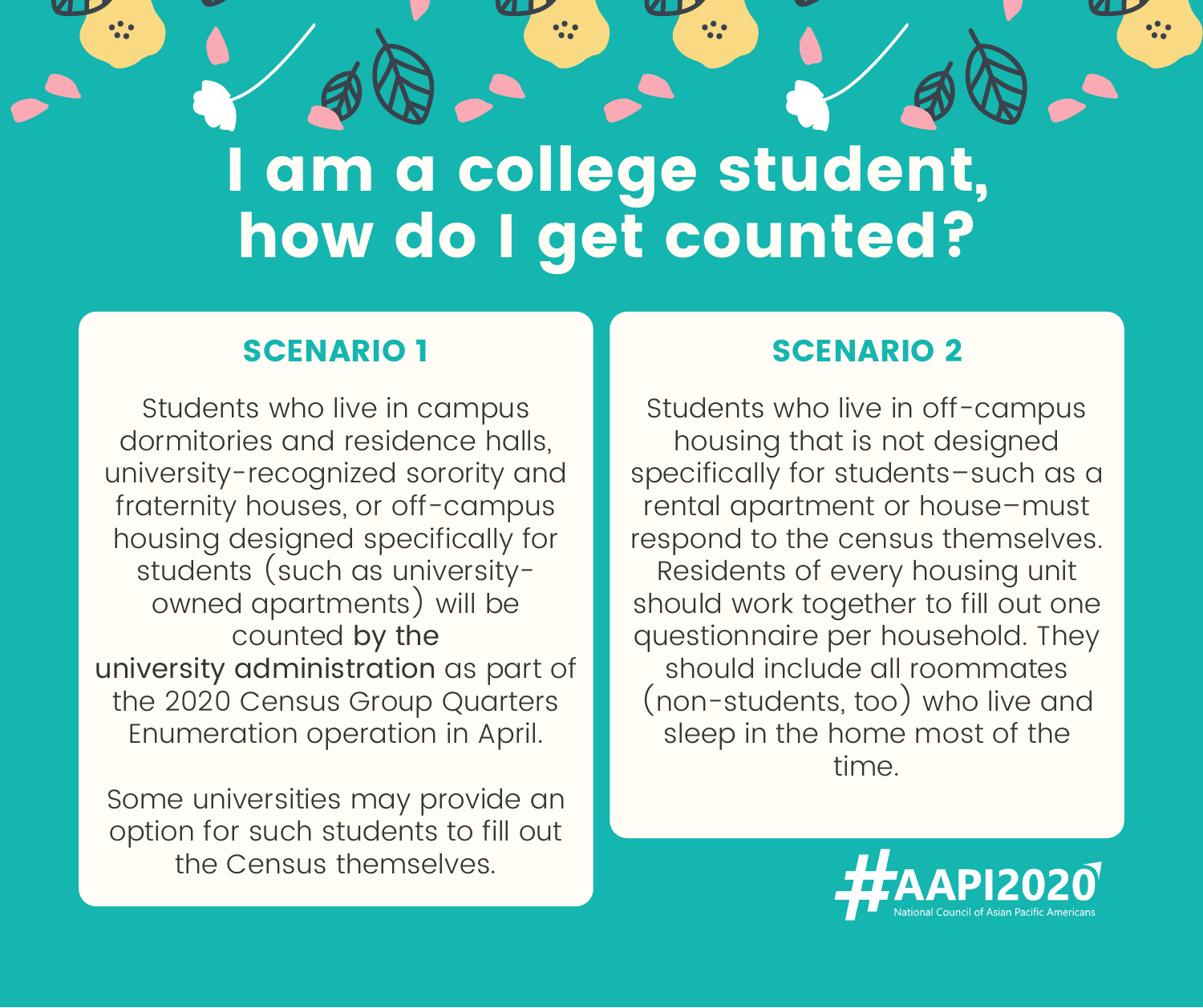# I am a college student, how do I get counted?

## SCENARIO 1

Students who live in campus dormitories and residence halls, university-recognized sorority and fraternity houses, or off-campus housing designed specifically for students (such as university-owned apartments) will be counted by the university administration as part of the 2020 Census Group Quarters Enumeration operation in April.

Some universities may provide an option for such students to fill out the Census themselves.

## SCENARIO 2

Students who live in off-campus housing that is not designed specifically for students–such as a rental apartment or house–must respond to the census themselves. Residents of every housing unit should work together to fill out one questionnaire per household. They should include all roommates (non-students, too) who live and sleep in the home most of the time.

#AAPI2020

National Council of Asian Pacific Americans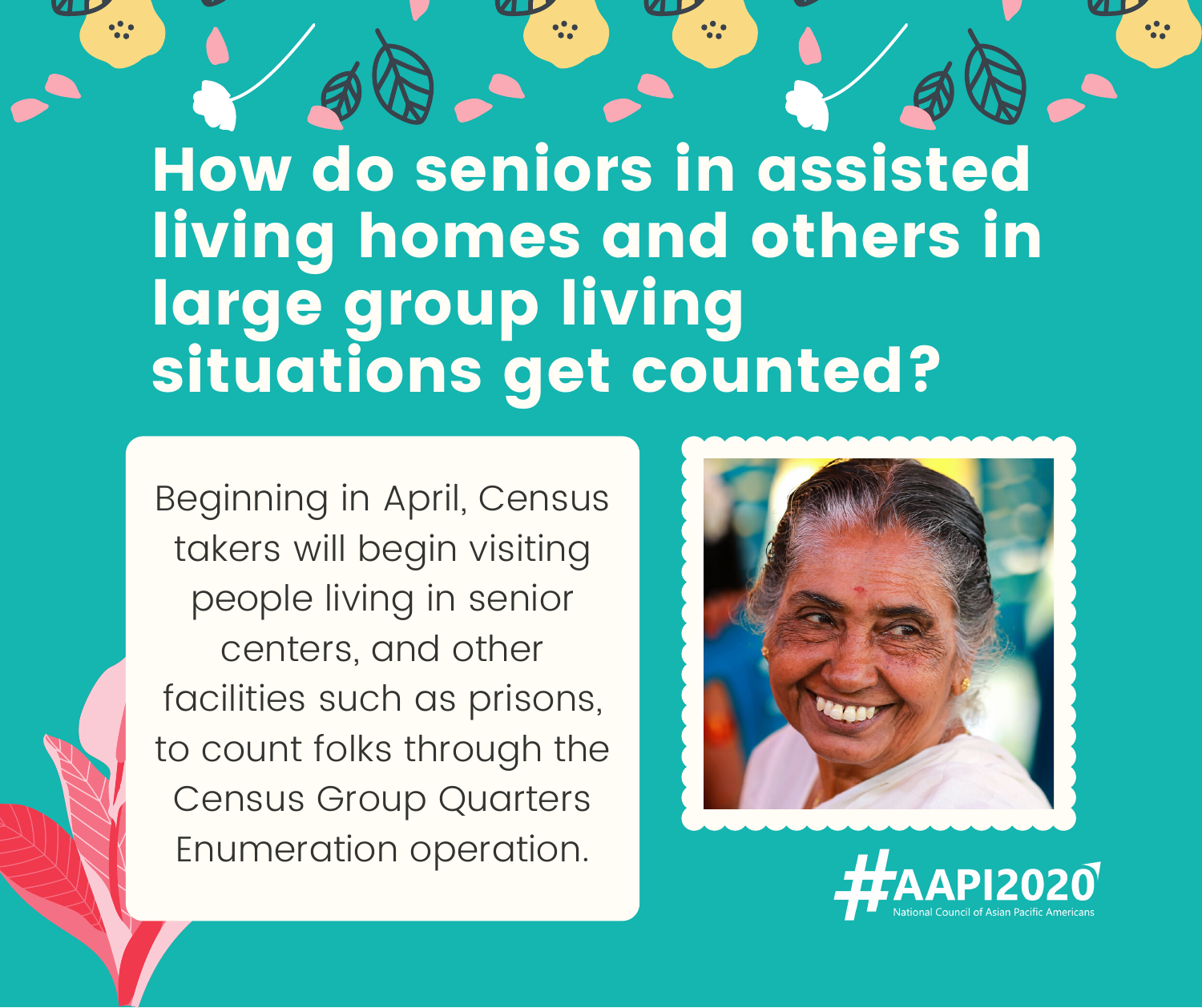# How do seniors in assisted living homes and others in large group living situations get counted?

Beginning in April, Census takers will begin visiting people living in senior centers, and other facilities such as prisons, to count folks through the Census Group Quarters Enumeration operation.

#AAPI2020

National Council of Asian Pacific Americans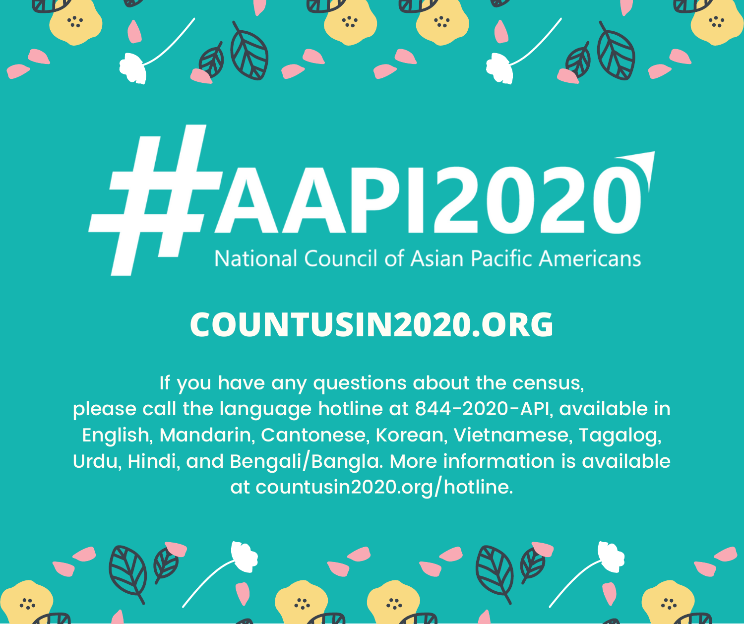# #AAPI2020

National Council of Asian Pacific Americans

## COUNTUSIN2020.ORG

If you have any questions about the census, please call the language hotline at 844-2020-API, available in English, Mandarin, Cantonese, Korean, Vietnamese, Tagalog, Urdu, Hindi, and Bengali/Bangla. More information is available at countusin2020.org/hotline.